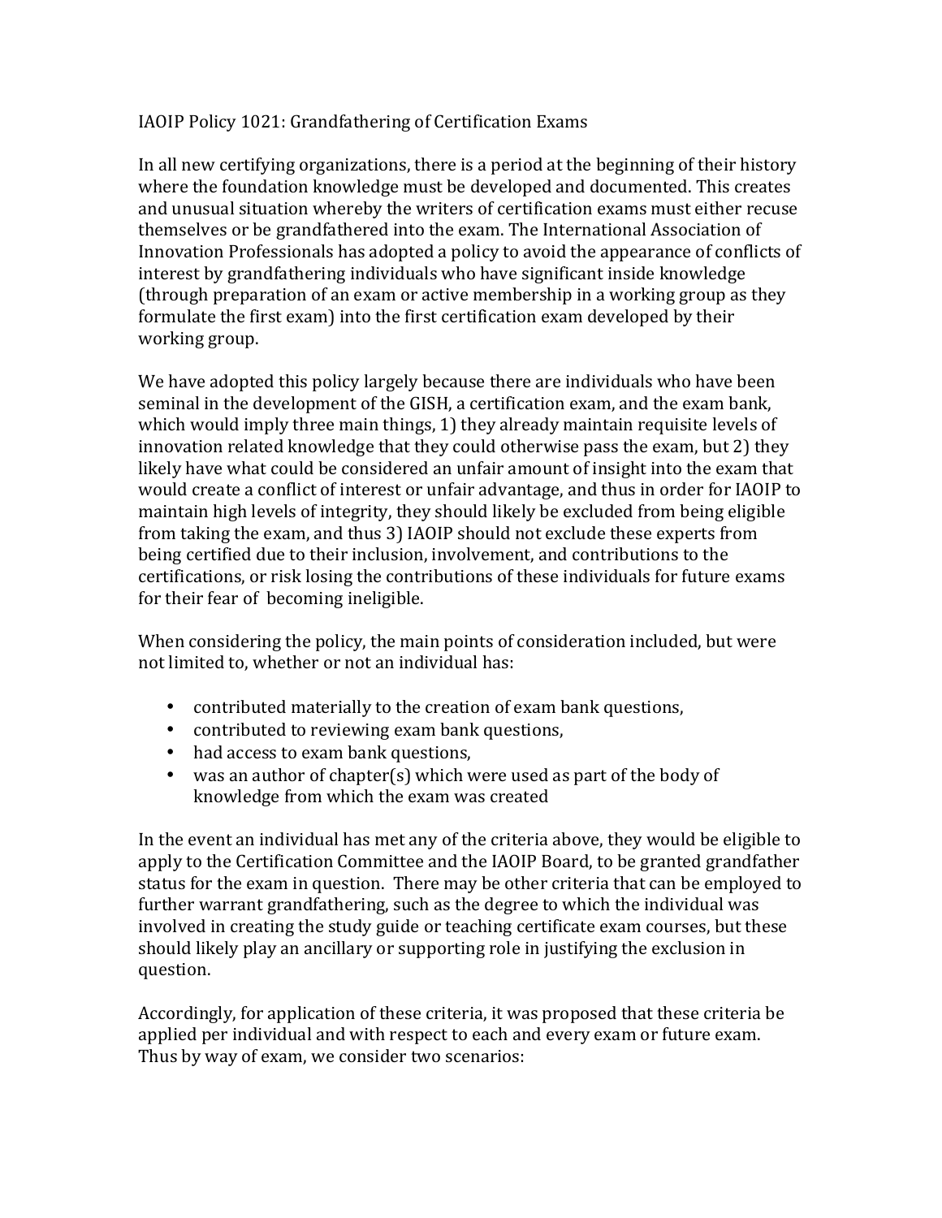# IAOIP Policy 1021: Grandfathering of Certification Exams

In all new certifying organizations, there is a period at the beginning of their history where the foundation knowledge must be developed and documented. This creates and unusual situation whereby the writers of certification exams must either recuse themselves or be grandfathered into the exam. The International Association of Innovation Professionals has adopted a policy to avoid the appearance of conflicts of interest by grandfathering individuals who have significant inside knowledge (through preparation of an exam or active membership in a working group as they formulate the first exam) into the first certification exam developed by their working group.

We have adopted this policy largely because there are individuals who have been seminal in the development of the GISH, a certification exam, and the exam bank, which would imply three main things, 1) they already maintain requisite levels of innovation related knowledge that they could otherwise pass the exam, but 2) they likely have what could be considered an unfair amount of insight into the exam that would create a conflict of interest or unfair advantage, and thus in order for IAOIP to maintain high levels of integrity, they should likely be excluded from being eligible from taking the exam, and thus 3) IAOIP should not exclude these experts from being certified due to their inclusion, involvement, and contributions to the certifications, or risk losing the contributions of these individuals for future exams for their fear of becoming ineligible.

When considering the policy, the main points of consideration included, but were not limited to, whether or not an individual has:

- contributed materially to the creation of exam bank questions,
- contributed to reviewing exam bank questions,
- had access to exam bank questions,
- was an author of chapter(s) which were used as part of the body of knowledge from which the exam was created

In the event an individual has met any of the criteria above, they would be eligible to apply to the Certification Committee and the IAOIP Board, to be granted grandfather status for the exam in question. There may be other criteria that can be employed to further warrant grandfathering, such as the degree to which the individual was involved in creating the study guide or teaching certificate exam courses, but these should likely play an ancillary or supporting role in justifying the exclusion in question.

Accordingly, for application of these criteria, it was proposed that these criteria be applied per individual and with respect to each and every exam or future exam. Thus by way of exam, we consider two scenarios: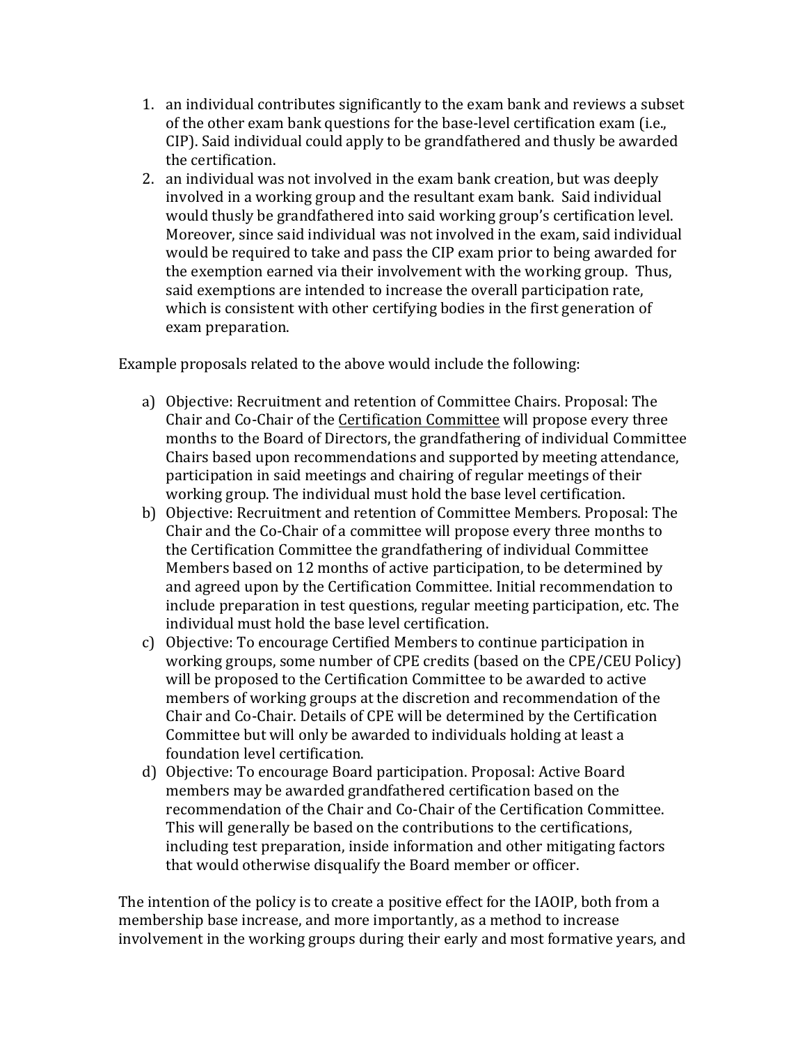1. an individual contributes significantly to the exam bank and reviews a subset of the other exam bank questions for the base-level certification exam (i.e., CIP). Said individual could apply to be grandfathered and thusly be awarded the certification.
2. an individual was not involved in the exam bank creation, but was deeply involved in a working group and the resultant exam bank. Said individual would thusly be grandfathered into said working group's certification level. Moreover, since said individual was not involved in the exam, said individual would be required to take and pass the CIP exam prior to being awarded for the exemption earned via their involvement with the working group. Thus, said exemptions are intended to increase the overall participation rate, which is consistent with other certifying bodies in the first generation of exam preparation.

Example proposals related to the above would include the following:

a) Objective: Recruitment and retention of Committee Chairs. Proposal: The Chair and Co-Chair of the <u>Certification Committee</u> will propose every three months to the Board of Directors, the grandfathering of individual Committee Chairs based upon recommendations and supported by meeting attendance, participation in said meetings and chairing of regular meetings of their working group. The individual must hold the base level certification.
b) Objective: Recruitment and retention of Committee Members. Proposal: The Chair and the Co-Chair of a committee will propose every three months to the Certification Committee the grandfathering of individual Committee Members based on 12 months of active participation, to be determined by and agreed upon by the Certification Committee. Initial recommendation to include preparation in test questions, regular meeting participation, etc. The individual must hold the base level certification.
c) Objective: To encourage Certified Members to continue participation in working groups, some number of CPE credits (based on the CPE/CEU Policy) will be proposed to the Certification Committee to be awarded to active members of working groups at the discretion and recommendation of the Chair and Co-Chair. Details of CPE will be determined by the Certification Committee but will only be awarded to individuals holding at least a foundation level certification.
d) Objective: To encourage Board participation. Proposal: Active Board members may be awarded grandfathered certification based on the recommendation of the Chair and Co-Chair of the Certification Committee. This will generally be based on the contributions to the certifications, including test preparation, inside information and other mitigating factors that would otherwise disqualify the Board member or officer.

The intention of the policy is to create a positive effect for the IAOIP, both from a membership base increase, and more importantly, as a method to increase involvement in the working groups during their early and most formative years, and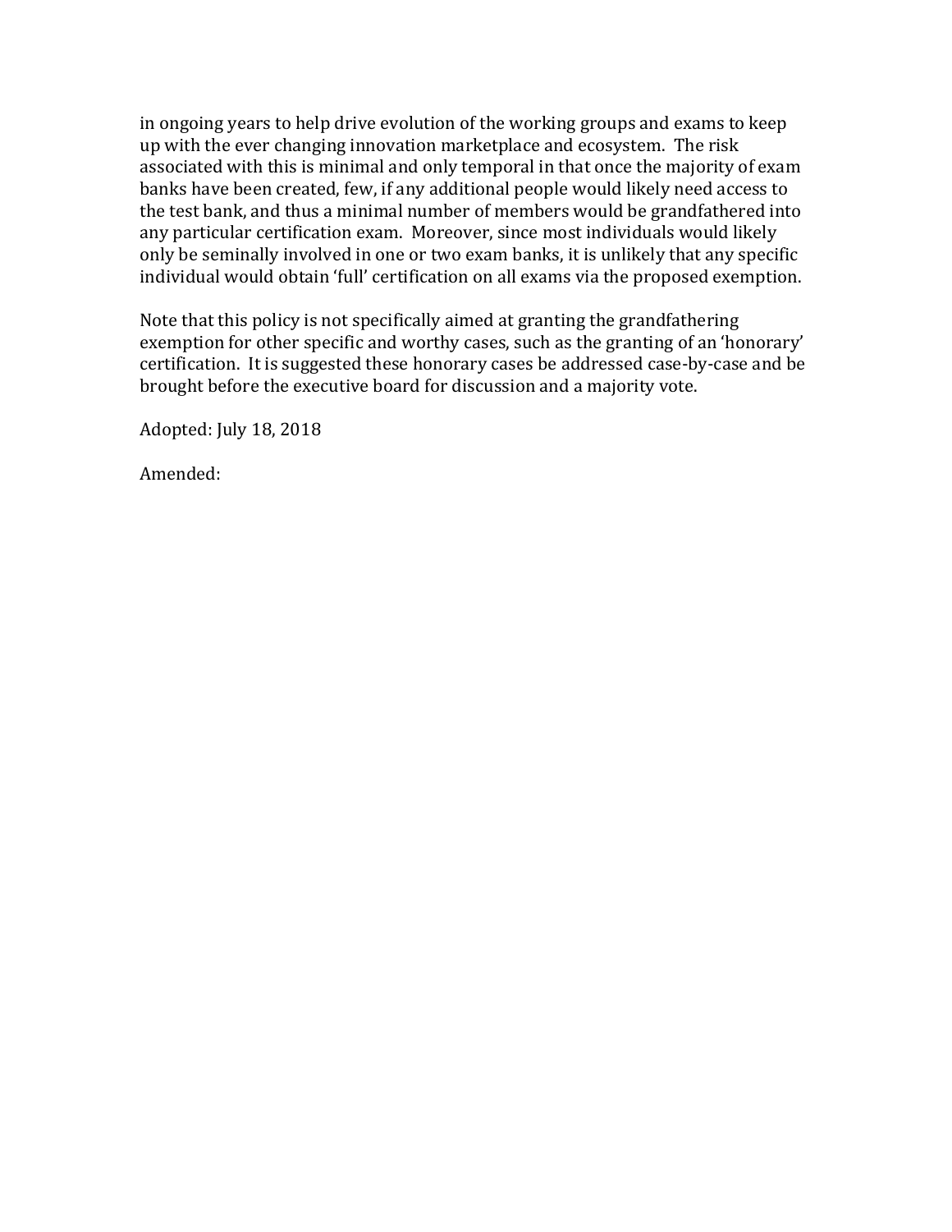in ongoing years to help drive evolution of the working groups and exams to keep up with the ever changing innovation marketplace and ecosystem. The risk associated with this is minimal and only temporal in that once the majority of exam banks have been created, few, if any additional people would likely need access to the test bank, and thus a minimal number of members would be grandfathered into any particular certification exam. Moreover, since most individuals would likely only be seminally involved in one or two exam banks, it is unlikely that any specific individual would obtain 'full' certification on all exams via the proposed exemption.

Note that this policy is not specifically aimed at granting the grandfathering exemption for other specific and worthy cases, such as the granting of an 'honorary' certification. It is suggested these honorary cases be addressed case-by-case and be brought before the executive board for discussion and a majority vote.

Adopted: July 18, 2018

Amended: